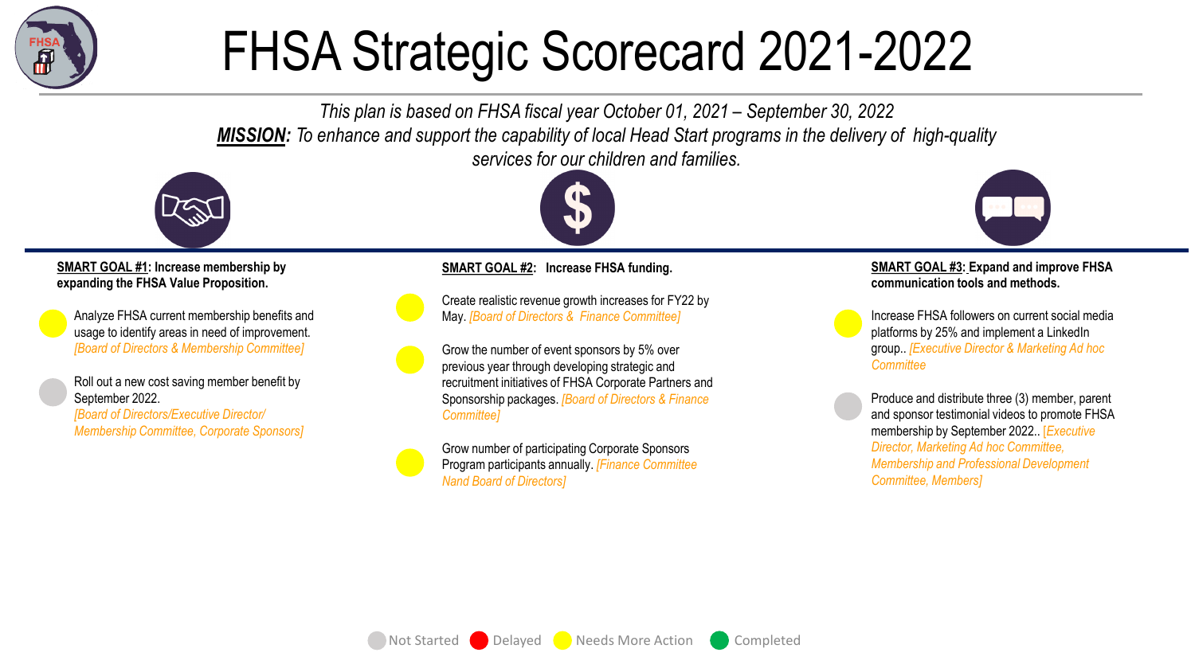# FHSA Strategic Scorecard 2021-2022

*This plan is based on FHSA fiscal year October 01, 2021 – September 30, 2022*

***MISSION**: To enhance and support the capability of local Head Start programs in the delivery of high-quality services for our children and families.*

**SMART GOAL #1: Increase membership by expanding the FHSA Value Proposition.**

- (Needs More Action) Analyze FHSA current membership benefits and usage to identify areas in need of improvement. *[Board of Directors & Membership Committee]*
- (Not Started) Roll out a new cost saving member benefit by September 2022. *[Board of Directors/Executive Director/ Membership Committee, Corporate Sponsors]*

**SMART GOAL #2: Increase FHSA funding.**

- (Needs More Action) Create realistic revenue growth increases for FY22 by May. *[Board of Directors & Finance Committee]*
- (Needs More Action) Grow the number of event sponsors by 5% over previous year through developing strategic and recruitment initiatives of FHSA Corporate Partners and Sponsorship packages. *[Board of Directors & Finance Committee]*
- (Needs More Action) Grow number of participating Corporate Sponsors Program participants annually. *[Finance Committee Nand Board of Directors]*

**SMART GOAL #3: Expand and improve FHSA communication tools and methods.**

- (Needs More Action) Increase FHSA followers on current social media platforms by 25% and implement a LinkedIn group.. *[Executive Director & Marketing Ad hoc Committee*
- (Not Started) Produce and distribute three (3) member, parent and sponsor testimonial videos to promote FHSA membership by September 2022.. *[Executive Director, Marketing Ad hoc Committee, Membership and Professional Development Committee, Members]*

Legend: Not Started (gray) | Delayed (red) | Needs More Action (yellow) | Completed (green)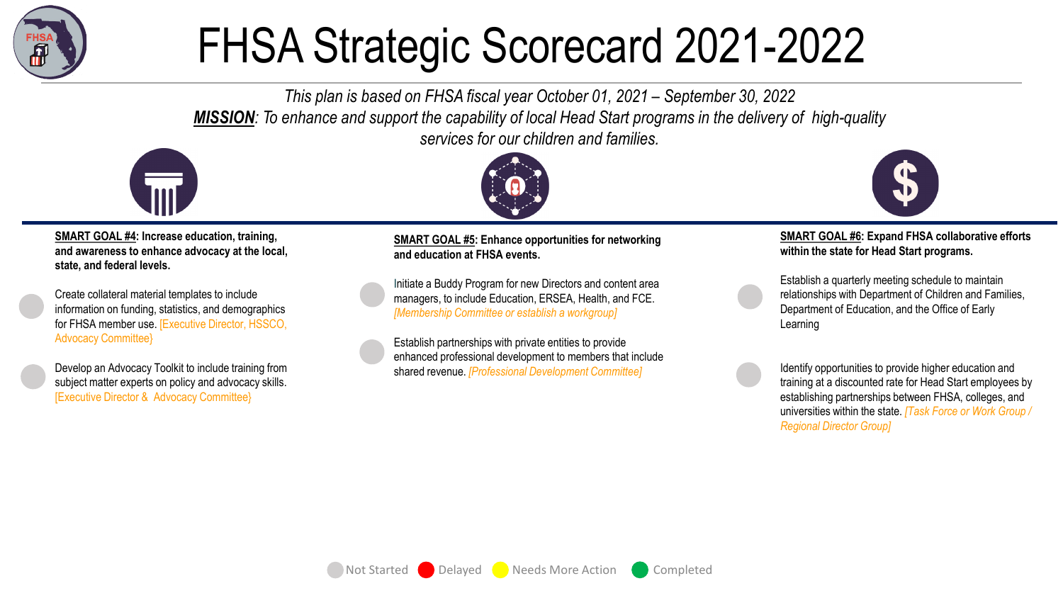# FHSA Strategic Scorecard 2021-2022

*This plan is based on FHSA fiscal year October 01, 2021 – September 30, 2022*

***MISSION***: *To enhance and support the capability of local Head Start programs in the delivery of high-quality services for our children and families.*

**SMART GOAL #4: Increase education, training, and awareness to enhance advocacy at the local, state, and federal levels.**

- Create collateral material templates to include information on funding, statistics, and demographics for FHSA member use. [Executive Director, HSSCO, Advocacy Committee}
- Develop an Advocacy Toolkit to include training from subject matter experts on policy and advocacy skills. [Executive Director & Advocacy Committee}

**SMART GOAL #5: Enhance opportunities for networking and education at FHSA events.**

- Initiate a Buddy Program for new Directors and content area managers, to include Education, ERSEA, Health, and FCE. *[Membership Committee or establish a workgroup]*
- Establish partnerships with private entities to provide enhanced professional development to members that include shared revenue. *[Professional Development Committee]*

**SMART GOAL #6: Expand FHSA collaborative efforts within the state for Head Start programs.**

- Establish a quarterly meeting schedule to maintain relationships with Department of Children and Families, Department of Education, and the Office of Early Learning
- Identify opportunities to provide higher education and training at a discounted rate for Head Start employees by establishing partnerships between FHSA, colleges, and universities within the state. *[Task Force or Work Group / Regional Director Group]*

Not Started  Delayed  Needs More Action  Completed